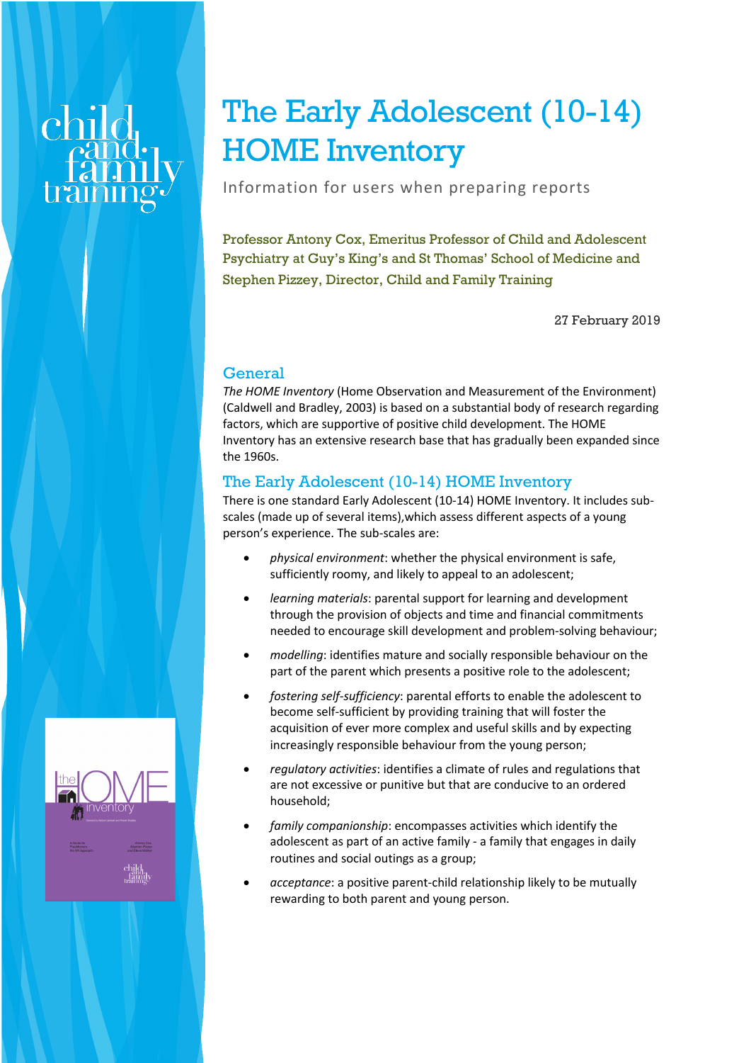# The Early Adolescent (10-14) HOME Inventory

Information for users when preparing reports

Professor Antony Cox, Emeritus Professor of Child and Adolescent Psychiatry at Guy's King's and St Thomas' School of Medicine and Stephen Pizzey, Director, Child and Family Training

27 February 2019

## General

*The HOME Inventory* (Home Observation and Measurement of the Environment) (Caldwell and Bradley, 2003) is based on a substantial body of research regarding factors, which are supportive of positive child development. The HOME Inventory has an extensive research base that has gradually been expanded since the 1960s.

## The Early Adolescent (10-14) HOME Inventory

There is one standard Early Adolescent (10-14) HOME Inventory. It includes sub-scales (made up of several items),which assess different aspects of a young person's experience. The sub-scales are:

- *physical environment*: whether the physical environment is safe, sufficiently roomy, and likely to appeal to an adolescent;
- *learning materials*: parental support for learning and development through the provision of objects and time and financial commitments needed to encourage skill development and problem-solving behaviour;
- *modelling*: identifies mature and socially responsible behaviour on the part of the parent which presents a positive role to the adolescent;
- *fostering self-sufficiency*: parental efforts to enable the adolescent to become self-sufficient by providing training that will foster the acquisition of ever more complex and useful skills and by expecting increasingly responsible behaviour from the young person;
- *regulatory activities*: identifies a climate of rules and regulations that are not excessive or punitive but that are conducive to an ordered household;
- *family companionship*: encompasses activities which identify the adolescent as part of an active family - a family that engages in daily routines and social outings as a group;
- *acceptance*: a positive parent-child relationship likely to be mutually rewarding to both parent and young person.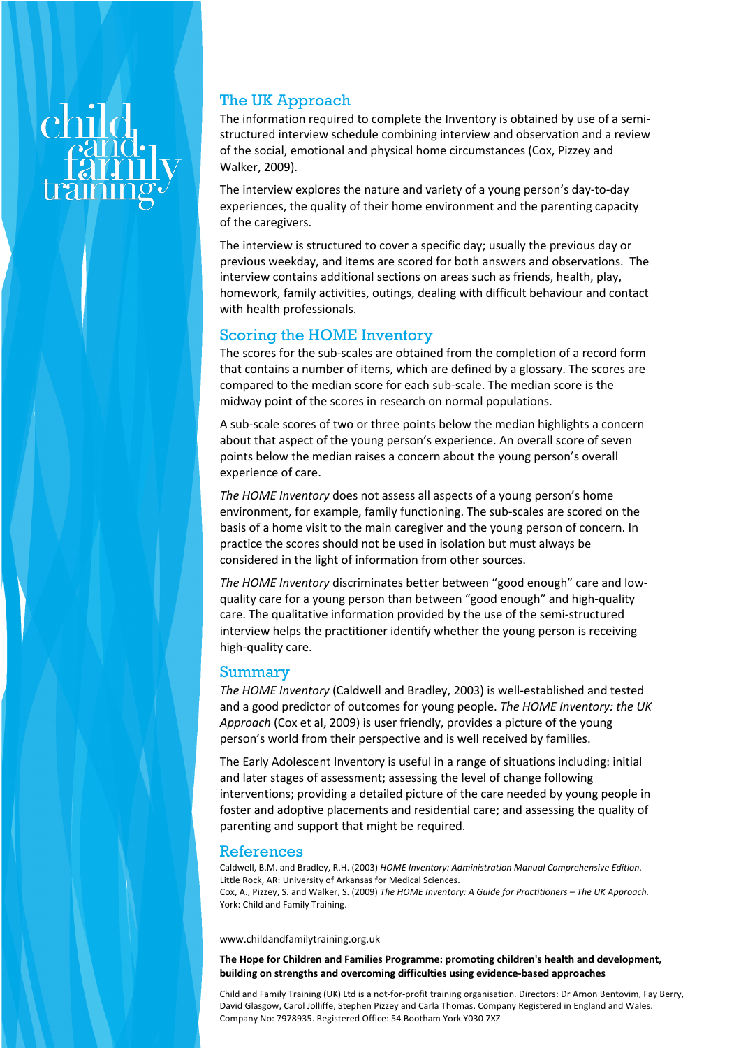## The UK Approach

The information required to complete the Inventory is obtained by use of a semi-structured interview schedule combining interview and observation and a review of the social, emotional and physical home circumstances (Cox, Pizzey and Walker, 2009).

The interview explores the nature and variety of a young person's day-to-day experiences, the quality of their home environment and the parenting capacity of the caregivers.

The interview is structured to cover a specific day; usually the previous day or previous weekday, and items are scored for both answers and observations. The interview contains additional sections on areas such as friends, health, play, homework, family activities, outings, dealing with difficult behaviour and contact with health professionals.

## Scoring the HOME Inventory

The scores for the sub-scales are obtained from the completion of a record form that contains a number of items, which are defined by a glossary. The scores are compared to the median score for each sub-scale. The median score is the midway point of the scores in research on normal populations.

A sub-scale scores of two or three points below the median highlights a concern about that aspect of the young person's experience. An overall score of seven points below the median raises a concern about the young person's overall experience of care.

*The HOME Inventory* does not assess all aspects of a young person's home environment, for example, family functioning. The sub-scales are scored on the basis of a home visit to the main caregiver and the young person of concern. In practice the scores should not be used in isolation but must always be considered in the light of information from other sources.

*The HOME Inventory* discriminates better between "good enough" care and low-quality care for a young person than between "good enough" and high-quality care. The qualitative information provided by the use of the semi-structured interview helps the practitioner identify whether the young person is receiving high-quality care.

## Summary

*The HOME Inventory* (Caldwell and Bradley, 2003) is well-established and tested and a good predictor of outcomes for young people. *The HOME Inventory: the UK Approach* (Cox et al, 2009) is user friendly, provides a picture of the young person's world from their perspective and is well received by families.

The Early Adolescent Inventory is useful in a range of situations including: initial and later stages of assessment; assessing the level of change following interventions; providing a detailed picture of the care needed by young people in foster and adoptive placements and residential care; and assessing the quality of parenting and support that might be required.

## References

Caldwell, B.M. and Bradley, R.H. (2003) *HOME Inventory: Administration Manual Comprehensive Edition.* Little Rock, AR: University of Arkansas for Medical Sciences.

Cox, A., Pizzey, S. and Walker, S. (2009) *The HOME Inventory: A Guide for Practitioners – The UK Approach.* York: Child and Family Training.

www.childandfamilytraining.org.uk

**The Hope for Children and Families Programme: promoting children's health and development, building on strengths and overcoming difficulties using evidence-based approaches**

Child and Family Training (UK) Ltd is a not-for-profit training organisation. Directors: Dr Arnon Bentovim, Fay Berry, David Glasgow, Carol Jolliffe, Stephen Pizzey and Carla Thomas. Company Registered in England and Wales. Company No: 7978935. Registered Office: 54 Bootham York Y030 7XZ